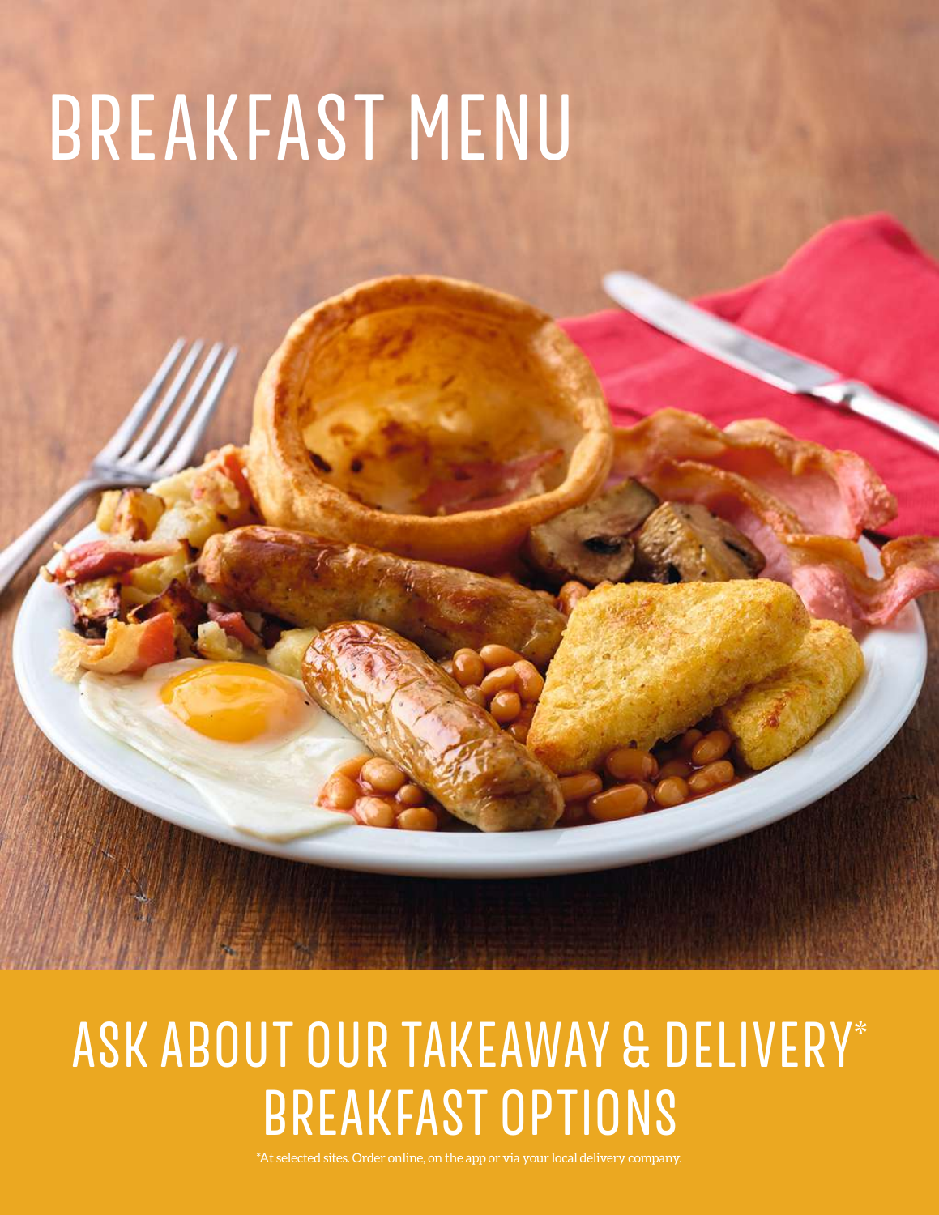# BREAKFAST MENU

## ASK ABOUT OUR TAKEAWAY & DELIVERY* BREAKFAST OPTIONS

*At selected sites. Order online, on the app or via your local delivery company.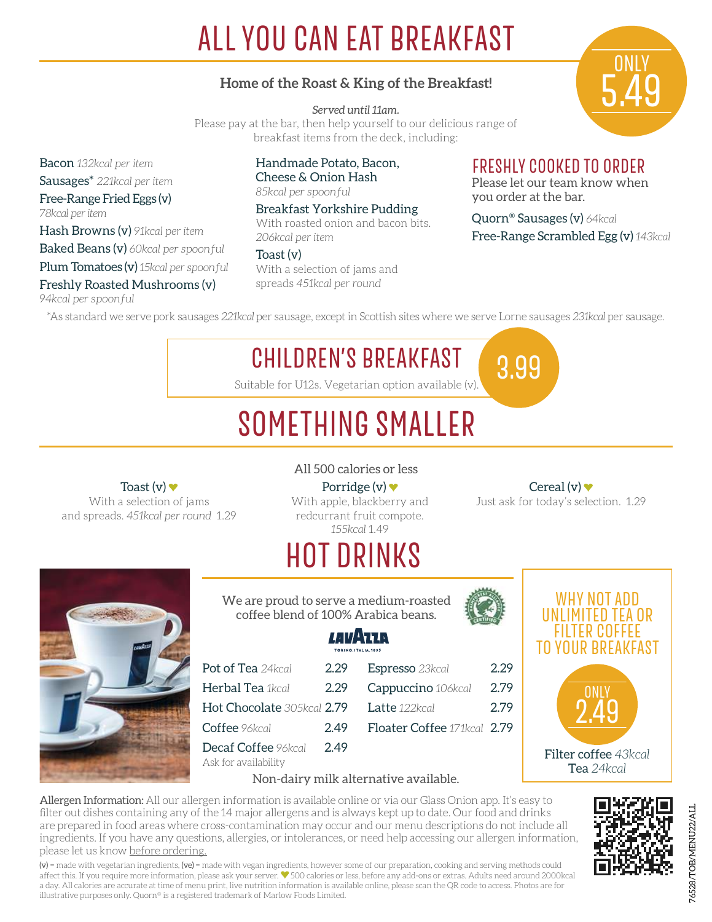# ALL YOU CAN EAT BREAKFAST

ONLY 5.49

**Home of the Roast & King of the Breakfast!**

*Served until 11am.*
Please pay at the bar, then help yourself to our delicious range of breakfast items from the deck, including:

Bacon *132kcal per item*
Sausages* *221kcal per item*
Free-Range Fried Eggs (v) *78kcal per item*
Hash Browns (v) *91kcal per item*
Baked Beans (v) *60kcal per spoonful*
Plum Tomatoes (v) *15kcal per spoonful*
Freshly Roasted Mushrooms (v) *94kcal per spoonful*

Handmade Potato, Bacon, Cheese & Onion Hash *85kcal per spoonful*
Breakfast Yorkshire Pudding
With roasted onion and bacon bits. *206kcal per item*
Toast (v)
With a selection of jams and spreads *451kcal per round*

## FRESHLY COOKED TO ORDER

Please let our team know when you order at the bar.

Quorn® Sausages (v) *64kcal*
Free-Range Scrambled Egg (v) *143kcal*

*As standard we serve pork sausages *221kcal* per sausage, except in Scottish sites where we serve Lorne sausages *231kcal* per sausage.

## CHILDREN'S BREAKFAST 3.99

Suitable for U12s. Vegetarian option available (v).

# SOMETHING SMALLER

All 500 calories or less

Toast (v) ♥
With a selection of jams and spreads. *451kcal per round* 1.29

Porridge (v) ♥
With apple, blackberry and redcurrant fruit compote. *155kcal* 1.49

Cereal (v) ♥
Just ask for today's selection. 1.29

# HOT DRINKS

We are proud to serve a medium-roasted coffee blend of 100% Arabica beans.

LAVAZZA TORINO, ITALIA, 1895

| | | | |
|---|---|---|---|
| Pot of Tea *24kcal* | 2.29 | Espresso *23kcal* | 2.29 |
| Herbal Tea *1kcal* | 2.29 | Cappuccino *106kcal* | 2.79 |
| Hot Chocolate *305kcal* | 2.79 | Latte *122kcal* | 2.79 |
| Coffee *96kcal* | 2.49 | Floater Coffee *171kcal* | 2.79 |
| Decaf Coffee *96kcal* Ask for availability | 2.49 | | |

Non-dairy milk alternative available.

## WHY NOT ADD UNLIMITED TEA OR FILTER COFFEE TO YOUR BREAKFAST

ONLY 2.49

Filter coffee *43kcal*
Tea *24kcal*

**Allergen Information:** All our allergen information is available online or via our Glass Onion app. It's easy to filter out dishes containing any of the 14 major allergens and is always kept up to date. Our food and drinks are prepared in food areas where cross-contamination may occur and our menu descriptions do not include all ingredients. If you have any questions, allergies, or intolerances, or need help accessing our allergen information, please let us know before ordering.

**(v)** = made with vegetarian ingredients, **(ve)** = made with vegan ingredients, however some of our preparation, cooking and serving methods could affect this. If you require more information, please ask your server. ♥ 500 calories or less, before any add-ons or extras. Adults need around 2000kcal a day. All calories are accurate at time of menu print, live nutrition information is available online, please scan the QR code to access. Photos are for illustrative purposes only. Quorn® is a registered trademark of Marlow Foods Limited.

76528/TOB/MENU22/ALL